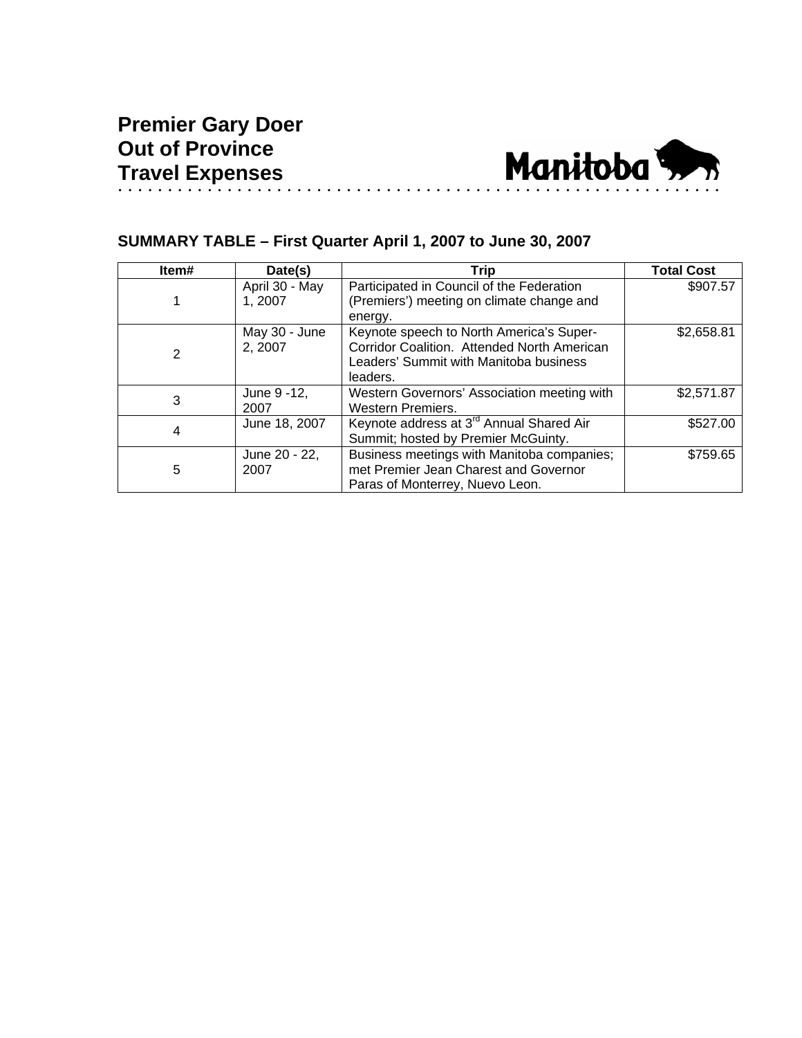# Premier Gary Doer
# Out of Province
# Travel Expenses

## SUMMARY TABLE – First Quarter April 1, 2007 to June 30, 2007

| Item# | Date(s) | Trip | Total Cost |
|---|---|---|---|
| 1 | April 30 - May 1, 2007 | Participated in Council of the Federation (Premiers') meeting on climate change and energy. | $907.57 |
| 2 | May 30 - June 2, 2007 | Keynote speech to North America's Super-Corridor Coalition. Attended North American Leaders' Summit with Manitoba business leaders. | $2,658.81 |
| 3 | June 9 -12, 2007 | Western Governors' Association meeting with Western Premiers. | $2,571.87 |
| 4 | June 18, 2007 | Keynote address at 3rd Annual Shared Air Summit; hosted by Premier McGuinty. | $527.00 |
| 5 | June 20 - 22, 2007 | Business meetings with Manitoba companies; met Premier Jean Charest and Governor Paras of Monterrey, Nuevo Leon. | $759.65 |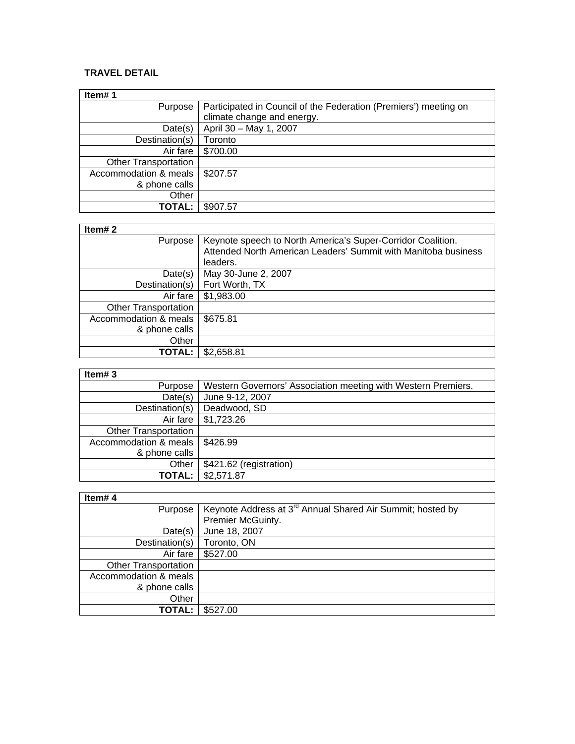**TRAVEL DETAIL**

| Item# 1 | |
|---|---|
| Purpose | Participated in Council of the Federation (Premiers') meeting on climate change and energy. |
| Date(s) | April 30 – May 1, 2007 |
| Destination(s) | Toronto |
| Air fare | $700.00 |
| Other Transportation | |
| Accommodation & meals & phone calls | $207.57 |
| Other | |
| **TOTAL:** | $907.57 |

| Item# 2 | |
|---|---|
| Purpose | Keynote speech to North America's Super-Corridor Coalition. Attended North American Leaders' Summit with Manitoba business leaders. |
| Date(s) | May 30-June 2, 2007 |
| Destination(s) | Fort Worth, TX |
| Air fare | $1,983.00 |
| Other Transportation | |
| Accommodation & meals & phone calls | $675.81 |
| Other | |
| **TOTAL:** | $2,658.81 |

| Item# 3 | |
|---|---|
| Purpose | Western Governors' Association meeting with Western Premiers. |
| Date(s) | June 9-12, 2007 |
| Destination(s) | Deadwood, SD |
| Air fare | $1,723.26 |
| Other Transportation | |
| Accommodation & meals & phone calls | $426.99 |
| Other | $421.62 (registration) |
| **TOTAL:** | $2,571.87 |

| Item# 4 | |
|---|---|
| Purpose | Keynote Address at 3rd Annual Shared Air Summit; hosted by Premier McGuinty. |
| Date(s) | June 18, 2007 |
| Destination(s) | Toronto, ON |
| Air fare | $527.00 |
| Other Transportation | |
| Accommodation & meals & phone calls | |
| Other | |
| **TOTAL:** | $527.00 |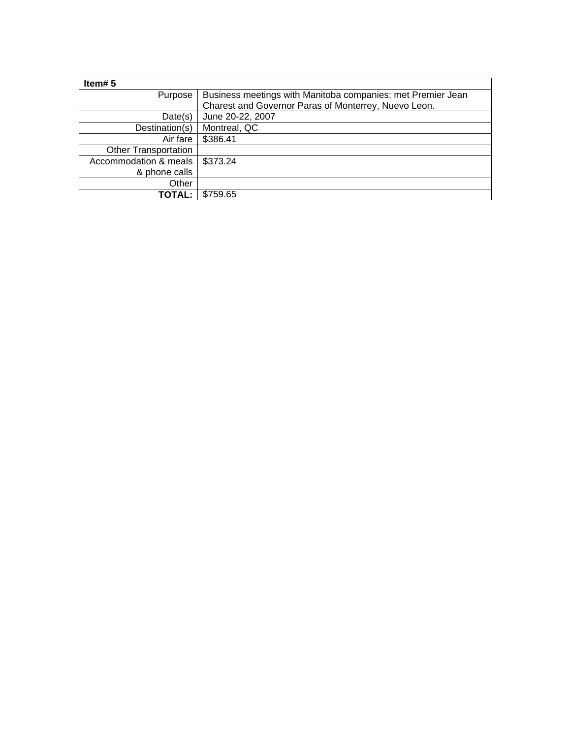| **Item# 5** | |
|---|---|
| Purpose | Business meetings with Manitoba companies; met Premier Jean Charest and Governor Paras of Monterrey, Nuevo Leon. |
| Date(s) | June 20-22, 2007 |
| Destination(s) | Montreal, QC |
| Air fare | $386.41 |
| Other Transportation | |
| Accommodation & meals & phone calls | $373.24 |
| Other | |
| **TOTAL:** | $759.65 |